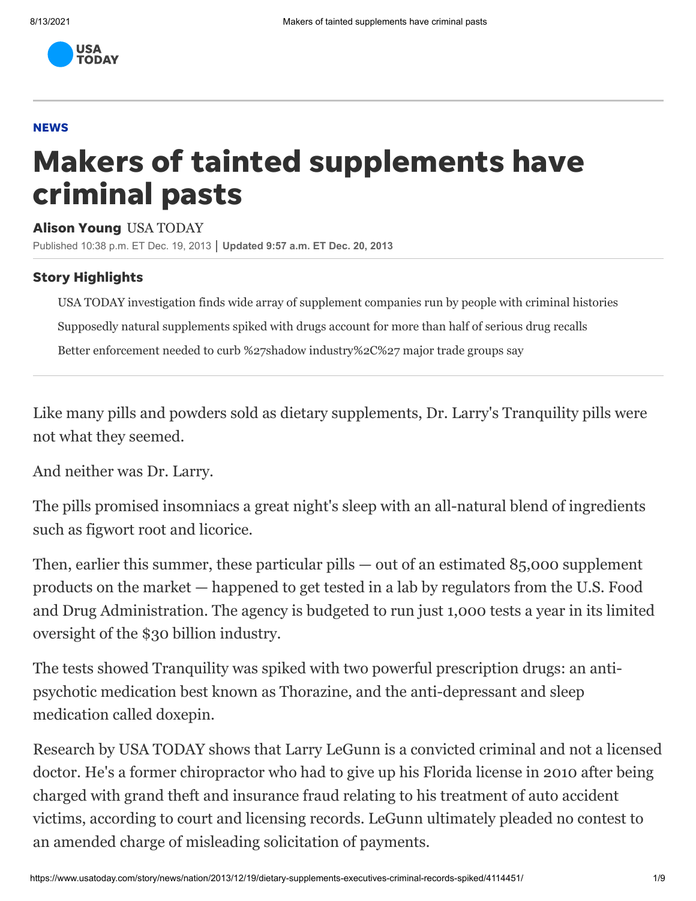USA TODAY

NEWS

# Makers of tainted supplements have criminal pasts

**Alison Young** USA TODAY

Published 10:38 p.m. ET Dec. 19, 2013 | **Updated 9:57 a.m. ET Dec. 20, 2013**

### Story Highlights

- USA TODAY investigation finds wide array of supplement companies run by people with criminal histories
- Supposedly natural supplements spiked with drugs account for more than half of serious drug recalls
- Better enforcement needed to curb %27shadow industry%2C%27 major trade groups say

Like many pills and powders sold as dietary supplements, Dr. Larry's Tranquility pills were not what they seemed.

And neither was Dr. Larry.

The pills promised insomniacs a great night's sleep with an all-natural blend of ingredients such as figwort root and licorice.

Then, earlier this summer, these particular pills — out of an estimated 85,000 supplement products on the market — happened to get tested in a lab by regulators from the U.S. Food and Drug Administration. The agency is budgeted to run just 1,000 tests a year in its limited oversight of the $30 billion industry.

The tests showed Tranquility was spiked with two powerful prescription drugs: an anti-psychotic medication best known as Thorazine, and the anti-depressant and sleep medication called doxepin.

Research by USA TODAY shows that Larry LeGunn is a convicted criminal and not a licensed doctor. He's a former chiropractor who had to give up his Florida license in 2010 after being charged with grand theft and insurance fraud relating to his treatment of auto accident victims, according to court and licensing records. LeGunn ultimately pleaded no contest to an amended charge of misleading solicitation of payments.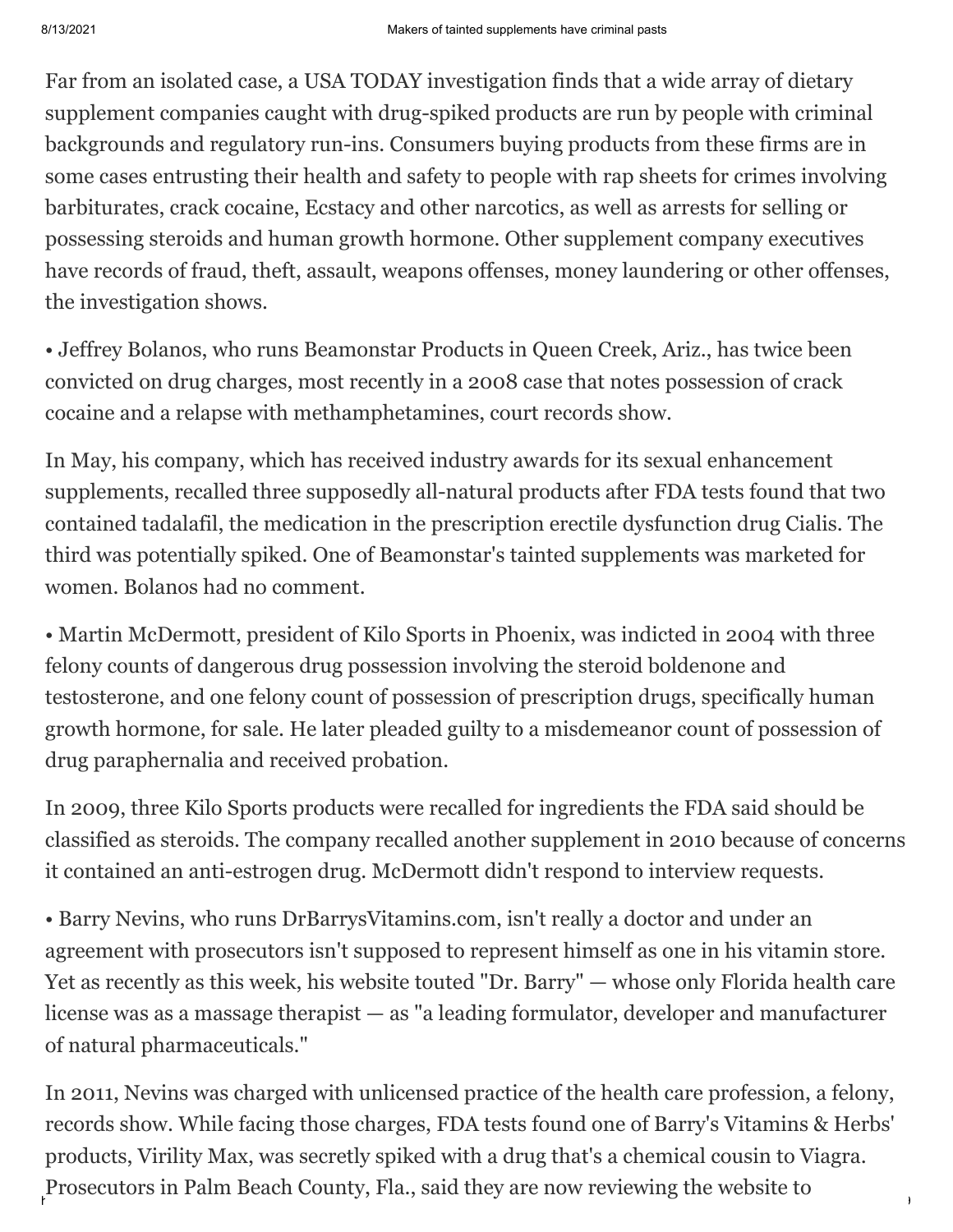Far from an isolated case, a USA TODAY investigation finds that a wide array of dietary supplement companies caught with drug-spiked products are run by people with criminal backgrounds and regulatory run-ins. Consumers buying products from these firms are in some cases entrusting their health and safety to people with rap sheets for crimes involving barbiturates, crack cocaine, Ecstacy and other narcotics, as well as arrests for selling or possessing steroids and human growth hormone. Other supplement company executives have records of fraud, theft, assault, weapons offenses, money laundering or other offenses, the investigation shows.

• Jeffrey Bolanos, who runs Beamonstar Products in Queen Creek, Ariz., has twice been convicted on drug charges, most recently in a 2008 case that notes possession of crack cocaine and a relapse with methamphetamines, court records show.

In May, his company, which has received industry awards for its sexual enhancement supplements, recalled three supposedly all-natural products after FDA tests found that two contained tadalafil, the medication in the prescription erectile dysfunction drug Cialis. The third was potentially spiked. One of Beamonstar's tainted supplements was marketed for women. Bolanos had no comment.

• Martin McDermott, president of Kilo Sports in Phoenix, was indicted in 2004 with three felony counts of dangerous drug possession involving the steroid boldenone and testosterone, and one felony count of possession of prescription drugs, specifically human growth hormone, for sale. He later pleaded guilty to a misdemeanor count of possession of drug paraphernalia and received probation.

In 2009, three Kilo Sports products were recalled for ingredients the FDA said should be classified as steroids. The company recalled another supplement in 2010 because of concerns it contained an anti-estrogen drug. McDermott didn't respond to interview requests.

• Barry Nevins, who runs DrBarrysVitamins.com, isn't really a doctor and under an agreement with prosecutors isn't supposed to represent himself as one in his vitamin store. Yet as recently as this week, his website touted "Dr. Barry" — whose only Florida health care license was as a massage therapist — as "a leading formulator, developer and manufacturer of natural pharmaceuticals."

In 2011, Nevins was charged with unlicensed practice of the health care profession, a felony, records show. While facing those charges, FDA tests found one of Barry's Vitamins & Herbs' products, Virility Max, was secretly spiked with a drug that's a chemical cousin to Viagra. Prosecutors in Palm Beach County, Fla., said they are now reviewing the website to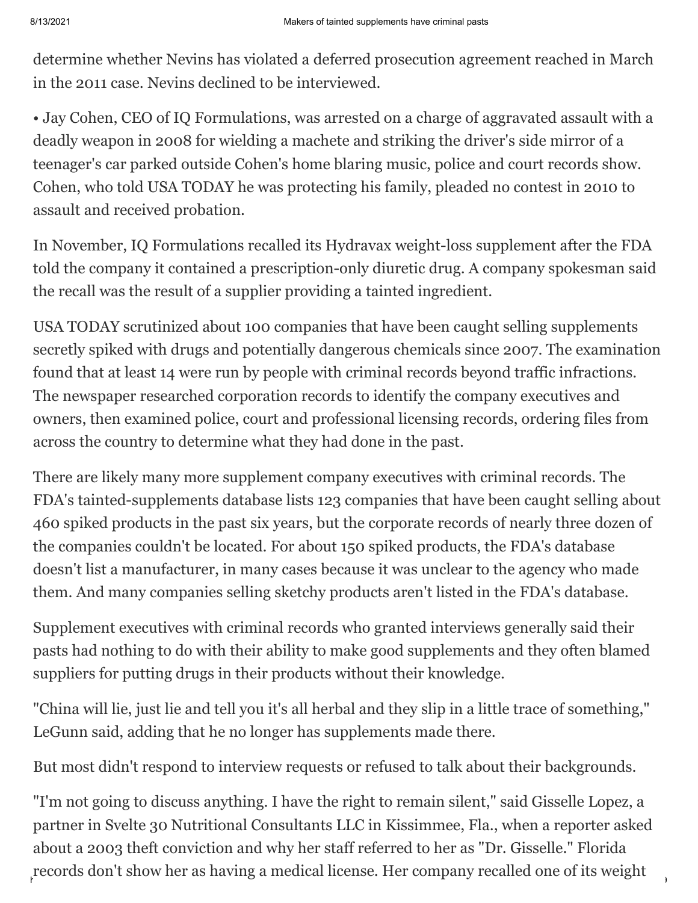determine whether Nevins has violated a deferred prosecution agreement reached in March in the 2011 case. Nevins declined to be interviewed.

• Jay Cohen, CEO of IQ Formulations, was arrested on a charge of aggravated assault with a deadly weapon in 2008 for wielding a machete and striking the driver's side mirror of a teenager's car parked outside Cohen's home blaring music, police and court records show. Cohen, who told USA TODAY he was protecting his family, pleaded no contest in 2010 to assault and received probation.

In November, IQ Formulations recalled its Hydravax weight-loss supplement after the FDA told the company it contained a prescription-only diuretic drug. A company spokesman said the recall was the result of a supplier providing a tainted ingredient.

USA TODAY scrutinized about 100 companies that have been caught selling supplements secretly spiked with drugs and potentially dangerous chemicals since 2007. The examination found that at least 14 were run by people with criminal records beyond traffic infractions. The newspaper researched corporation records to identify the company executives and owners, then examined police, court and professional licensing records, ordering files from across the country to determine what they had done in the past.

There are likely many more supplement company executives with criminal records. The FDA's tainted-supplements database lists 123 companies that have been caught selling about 460 spiked products in the past six years, but the corporate records of nearly three dozen of the companies couldn't be located. For about 150 spiked products, the FDA's database doesn't list a manufacturer, in many cases because it was unclear to the agency who made them. And many companies selling sketchy products aren't listed in the FDA's database.

Supplement executives with criminal records who granted interviews generally said their pasts had nothing to do with their ability to make good supplements and they often blamed suppliers for putting drugs in their products without their knowledge.

"China will lie, just lie and tell you it's all herbal and they slip in a little trace of something," LeGunn said, adding that he no longer has supplements made there.

But most didn't respond to interview requests or refused to talk about their backgrounds.

"I'm not going to discuss anything. I have the right to remain silent," said Gisselle Lopez, a partner in Svelte 30 Nutritional Consultants LLC in Kissimmee, Fla., when a reporter asked about a 2003 theft conviction and why her staff referred to her as "Dr. Gisselle." Florida records don't show her as having a medical license. Her company recalled one of its weight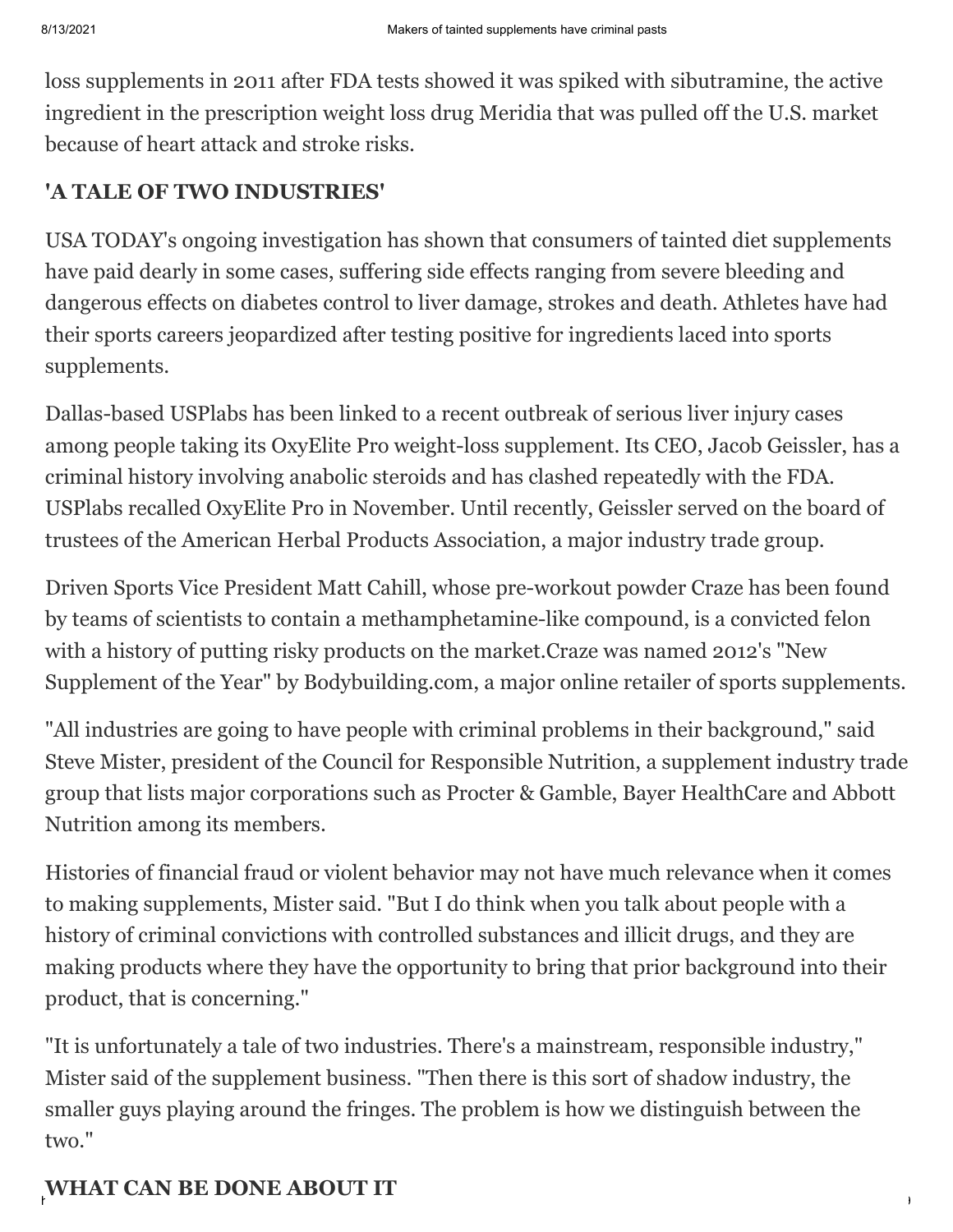loss supplements in 2011 after FDA tests showed it was spiked with sibutramine, the active ingredient in the prescription weight loss drug Meridia that was pulled off the U.S. market because of heart attack and stroke risks.

## 'A TALE OF TWO INDUSTRIES'

USA TODAY's ongoing investigation has shown that consumers of tainted diet supplements have paid dearly in some cases, suffering side effects ranging from severe bleeding and dangerous effects on diabetes control to liver damage, strokes and death. Athletes have had their sports careers jeopardized after testing positive for ingredients laced into sports supplements.

Dallas-based USPlabs has been linked to a recent outbreak of serious liver injury cases among people taking its OxyElite Pro weight-loss supplement. Its CEO, Jacob Geissler, has a criminal history involving anabolic steroids and has clashed repeatedly with the FDA. USPlabs recalled OxyElite Pro in November. Until recently, Geissler served on the board of trustees of the American Herbal Products Association, a major industry trade group.

Driven Sports Vice President Matt Cahill, whose pre-workout powder Craze has been found by teams of scientists to contain a methamphetamine-like compound, is a convicted felon with a history of putting risky products on the market.Craze was named 2012's "New Supplement of the Year" by Bodybuilding.com, a major online retailer of sports supplements.

"All industries are going to have people with criminal problems in their background," said Steve Mister, president of the Council for Responsible Nutrition, a supplement industry trade group that lists major corporations such as Procter & Gamble, Bayer HealthCare and Abbott Nutrition among its members.

Histories of financial fraud or violent behavior may not have much relevance when it comes to making supplements, Mister said. "But I do think when you talk about people with a history of criminal convictions with controlled substances and illicit drugs, and they are making products where they have the opportunity to bring that prior background into their product, that is concerning."

"It is unfortunately a tale of two industries. There's a mainstream, responsible industry," Mister said of the supplement business. "Then there is this sort of shadow industry, the smaller guys playing around the fringes. The problem is how we distinguish between the two."

## WHAT CAN BE DONE ABOUT IT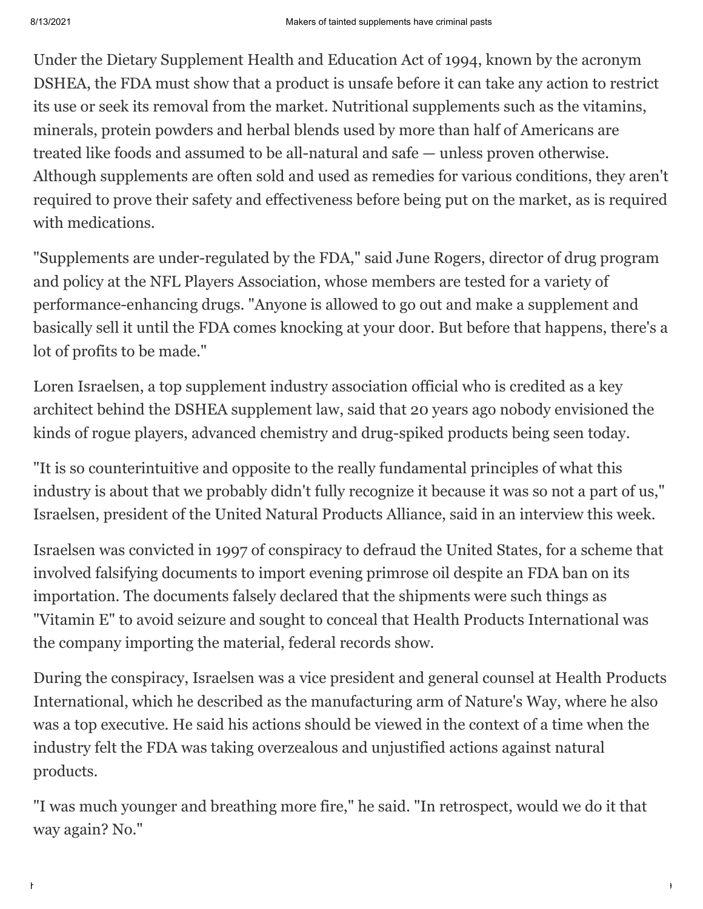Under the Dietary Supplement Health and Education Act of 1994, known by the acronym DSHEA, the FDA must show that a product is unsafe before it can take any action to restrict its use or seek its removal from the market. Nutritional supplements such as the vitamins, minerals, protein powders and herbal blends used by more than half of Americans are treated like foods and assumed to be all-natural and safe — unless proven otherwise. Although supplements are often sold and used as remedies for various conditions, they aren't required to prove their safety and effectiveness before being put on the market, as is required with medications.

"Supplements are under-regulated by the FDA," said June Rogers, director of drug program and policy at the NFL Players Association, whose members are tested for a variety of performance-enhancing drugs. "Anyone is allowed to go out and make a supplement and basically sell it until the FDA comes knocking at your door. But before that happens, there's a lot of profits to be made."

Loren Israelsen, a top supplement industry association official who is credited as a key architect behind the DSHEA supplement law, said that 20 years ago nobody envisioned the kinds of rogue players, advanced chemistry and drug-spiked products being seen today.

"It is so counterintuitive and opposite to the really fundamental principles of what this industry is about that we probably didn't fully recognize it because it was so not a part of us," Israelsen, president of the United Natural Products Alliance, said in an interview this week.

Israelsen was convicted in 1997 of conspiracy to defraud the United States, for a scheme that involved falsifying documents to import evening primrose oil despite an FDA ban on its importation. The documents falsely declared that the shipments were such things as "Vitamin E" to avoid seizure and sought to conceal that Health Products International was the company importing the material, federal records show.

During the conspiracy, Israelsen was a vice president and general counsel at Health Products International, which he described as the manufacturing arm of Nature's Way, where he also was a top executive. He said his actions should be viewed in the context of a time when the industry felt the FDA was taking overzealous and unjustified actions against natural products.

"I was much younger and breathing more fire," he said. "In retrospect, would we do it that way again? No."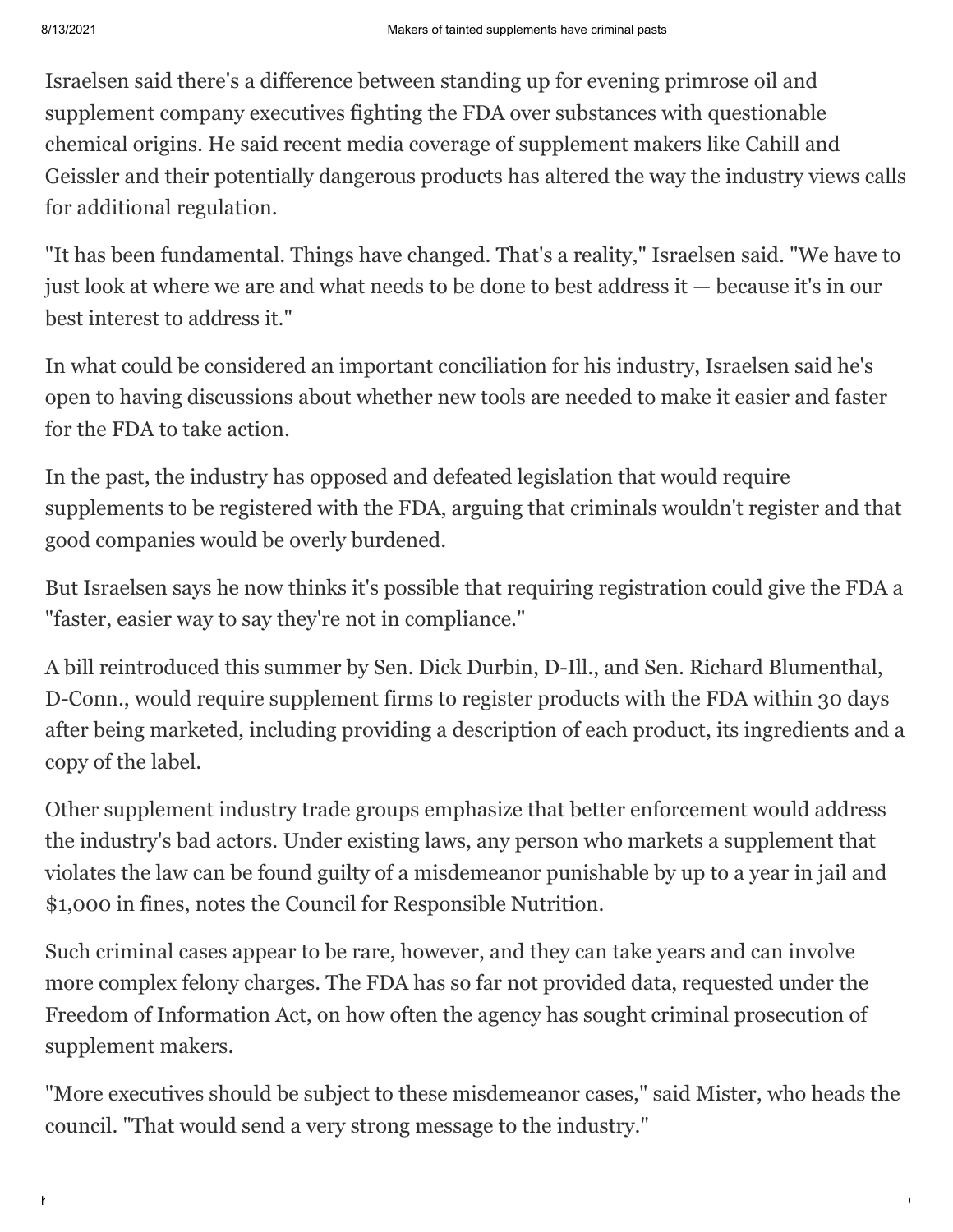Israelsen said there's a difference between standing up for evening primrose oil and supplement company executives fighting the FDA over substances with questionable chemical origins. He said recent media coverage of supplement makers like Cahill and Geissler and their potentially dangerous products has altered the way the industry views calls for additional regulation.

"It has been fundamental. Things have changed. That's a reality," Israelsen said. "We have to just look at where we are and what needs to be done to best address it — because it's in our best interest to address it."

In what could be considered an important conciliation for his industry, Israelsen said he's open to having discussions about whether new tools are needed to make it easier and faster for the FDA to take action.

In the past, the industry has opposed and defeated legislation that would require supplements to be registered with the FDA, arguing that criminals wouldn't register and that good companies would be overly burdened.

But Israelsen says he now thinks it's possible that requiring registration could give the FDA a "faster, easier way to say they're not in compliance."

A bill reintroduced this summer by Sen. Dick Durbin, D-Ill., and Sen. Richard Blumenthal, D-Conn., would require supplement firms to register products with the FDA within 30 days after being marketed, including providing a description of each product, its ingredients and a copy of the label.

Other supplement industry trade groups emphasize that better enforcement would address the industry's bad actors. Under existing laws, any person who markets a supplement that violates the law can be found guilty of a misdemeanor punishable by up to a year in jail and $1,000 in fines, notes the Council for Responsible Nutrition.

Such criminal cases appear to be rare, however, and they can take years and can involve more complex felony charges. The FDA has so far not provided data, requested under the Freedom of Information Act, on how often the agency has sought criminal prosecution of supplement makers.

"More executives should be subject to these misdemeanor cases," said Mister, who heads the council. "That would send a very strong message to the industry."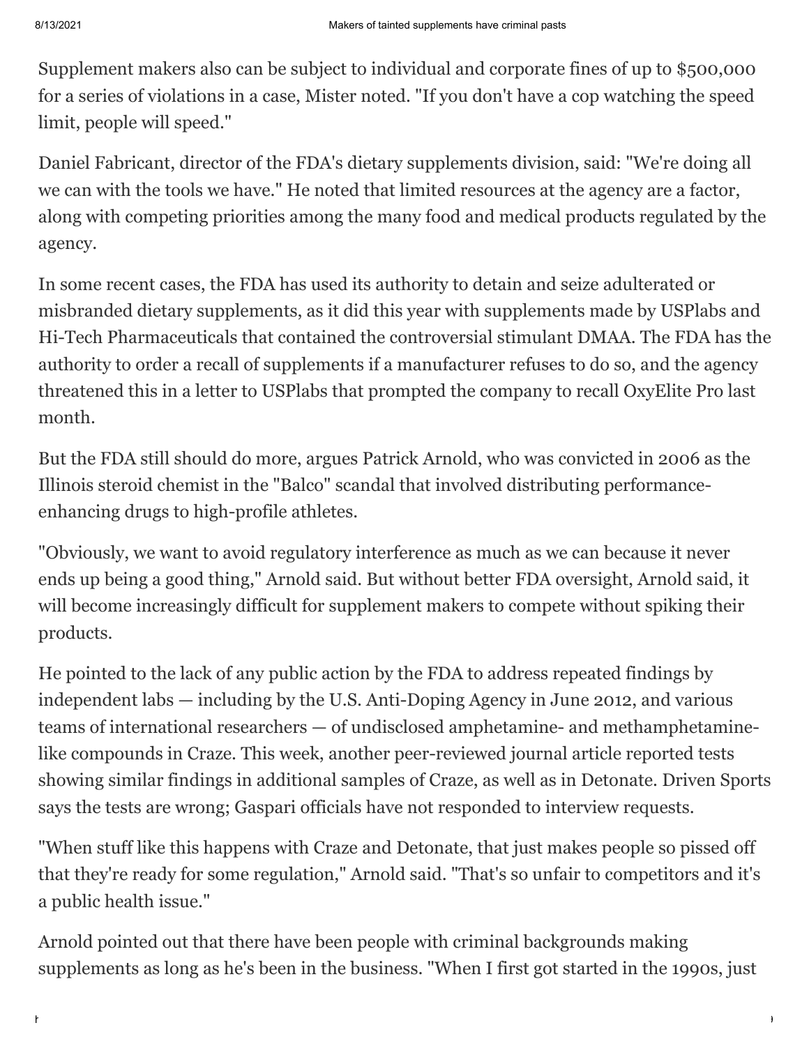Supplement makers also can be subject to individual and corporate fines of up to $500,000 for a series of violations in a case, Mister noted. "If you don't have a cop watching the speed limit, people will speed."

Daniel Fabricant, director of the FDA's dietary supplements division, said: "We're doing all we can with the tools we have." He noted that limited resources at the agency are a factor, along with competing priorities among the many food and medical products regulated by the agency.

In some recent cases, the FDA has used its authority to detain and seize adulterated or misbranded dietary supplements, as it did this year with supplements made by USPlabs and Hi-Tech Pharmaceuticals that contained the controversial stimulant DMAA. The FDA has the authority to order a recall of supplements if a manufacturer refuses to do so, and the agency threatened this in a letter to USPlabs that prompted the company to recall OxyElite Pro last month.

But the FDA still should do more, argues Patrick Arnold, who was convicted in 2006 as the Illinois steroid chemist in the "Balco" scandal that involved distributing performance-enhancing drugs to high-profile athletes.

"Obviously, we want to avoid regulatory interference as much as we can because it never ends up being a good thing," Arnold said. But without better FDA oversight, Arnold said, it will become increasingly difficult for supplement makers to compete without spiking their products.

He pointed to the lack of any public action by the FDA to address repeated findings by independent labs — including by the U.S. Anti-Doping Agency in June 2012, and various teams of international researchers — of undisclosed amphetamine- and methamphetamine-like compounds in Craze. This week, another peer-reviewed journal article reported tests showing similar findings in additional samples of Craze, as well as in Detonate. Driven Sports says the tests are wrong; Gaspari officials have not responded to interview requests.

"When stuff like this happens with Craze and Detonate, that just makes people so pissed off that they're ready for some regulation," Arnold said. "That's so unfair to competitors and it's a public health issue."

Arnold pointed out that there have been people with criminal backgrounds making supplements as long as he's been in the business. "When I first got started in the 1990s, just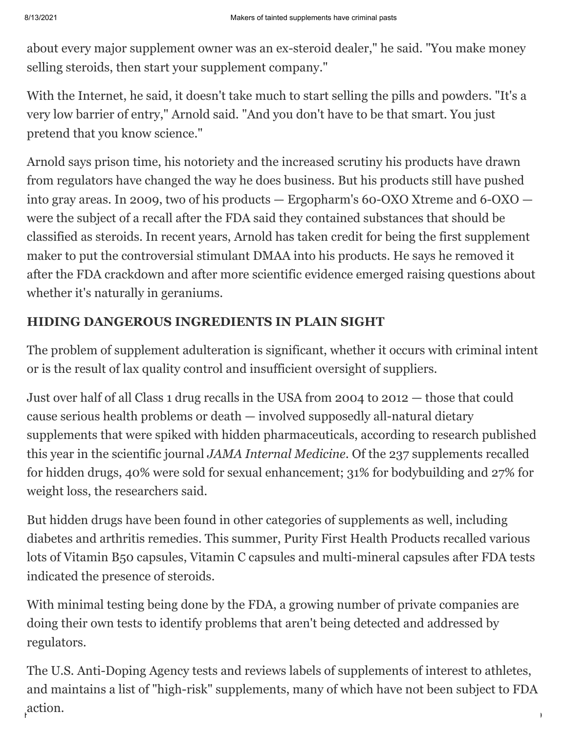about every major supplement owner was an ex-steroid dealer," he said. "You make money selling steroids, then start your supplement company."

With the Internet, he said, it doesn't take much to start selling the pills and powders. "It's a very low barrier of entry," Arnold said. "And you don't have to be that smart. You just pretend that you know science."

Arnold says prison time, his notoriety and the increased scrutiny his products have drawn from regulators have changed the way he does business. But his products still have pushed into gray areas. In 2009, two of his products — Ergopharm's 60-OXO Xtreme and 6-OXO — were the subject of a recall after the FDA said they contained substances that should be classified as steroids. In recent years, Arnold has taken credit for being the first supplement maker to put the controversial stimulant DMAA into his products. He says he removed it after the FDA crackdown and after more scientific evidence emerged raising questions about whether it's naturally in geraniums.

**HIDING DANGEROUS INGREDIENTS IN PLAIN SIGHT**

The problem of supplement adulteration is significant, whether it occurs with criminal intent or is the result of lax quality control and insufficient oversight of suppliers.

Just over half of all Class 1 drug recalls in the USA from 2004 to 2012 — those that could cause serious health problems or death — involved supposedly all-natural dietary supplements that were spiked with hidden pharmaceuticals, according to research published this year in the scientific journal *JAMA Internal Medicine*. Of the 237 supplements recalled for hidden drugs, 40% were sold for sexual enhancement; 31% for bodybuilding and 27% for weight loss, the researchers said.

But hidden drugs have been found in other categories of supplements as well, including diabetes and arthritis remedies. This summer, Purity First Health Products recalled various lots of Vitamin B50 capsules, Vitamin C capsules and multi-mineral capsules after FDA tests indicated the presence of steroids.

With minimal testing being done by the FDA, a growing number of private companies are doing their own tests to identify problems that aren't being detected and addressed by regulators.

The U.S. Anti-Doping Agency tests and reviews labels of supplements of interest to athletes, and maintains a list of "high-risk" supplements, many of which have not been subject to FDA action.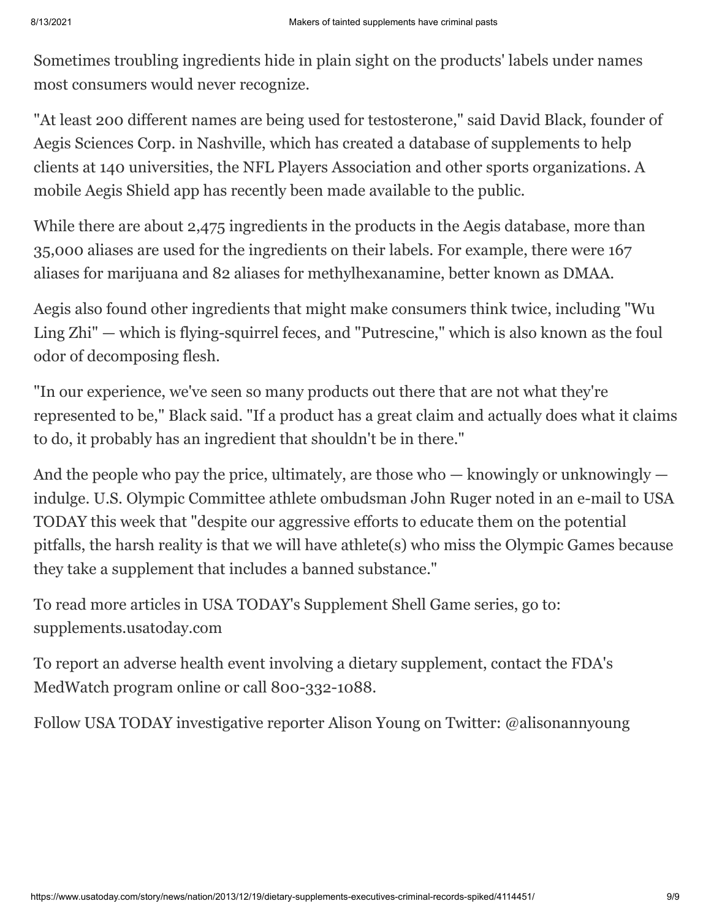Sometimes troubling ingredients hide in plain sight on the products' labels under names most consumers would never recognize.

"At least 200 different names are being used for testosterone," said David Black, founder of Aegis Sciences Corp. in Nashville, which has created a database of supplements to help clients at 140 universities, the NFL Players Association and other sports organizations. A mobile Aegis Shield app has recently been made available to the public.

While there are about 2,475 ingredients in the products in the Aegis database, more than 35,000 aliases are used for the ingredients on their labels. For example, there were 167 aliases for marijuana and 82 aliases for methylhexanamine, better known as DMAA.

Aegis also found other ingredients that might make consumers think twice, including "Wu Ling Zhi" — which is flying-squirrel feces, and "Putrescine," which is also known as the foul odor of decomposing flesh.

"In our experience, we've seen so many products out there that are not what they're represented to be," Black said. "If a product has a great claim and actually does what it claims to do, it probably has an ingredient that shouldn't be in there."

And the people who pay the price, ultimately, are those who — knowingly or unknowingly — indulge. U.S. Olympic Committee athlete ombudsman John Ruger noted in an e-mail to USA TODAY this week that "despite our aggressive efforts to educate them on the potential pitfalls, the harsh reality is that we will have athlete(s) who miss the Olympic Games because they take a supplement that includes a banned substance."

To read more articles in USA TODAY's Supplement Shell Game series, go to: supplements.usatoday.com

To report an adverse health event involving a dietary supplement, contact the FDA's MedWatch program online or call 800-332-1088.

Follow USA TODAY investigative reporter Alison Young on Twitter: @alisonannyoung